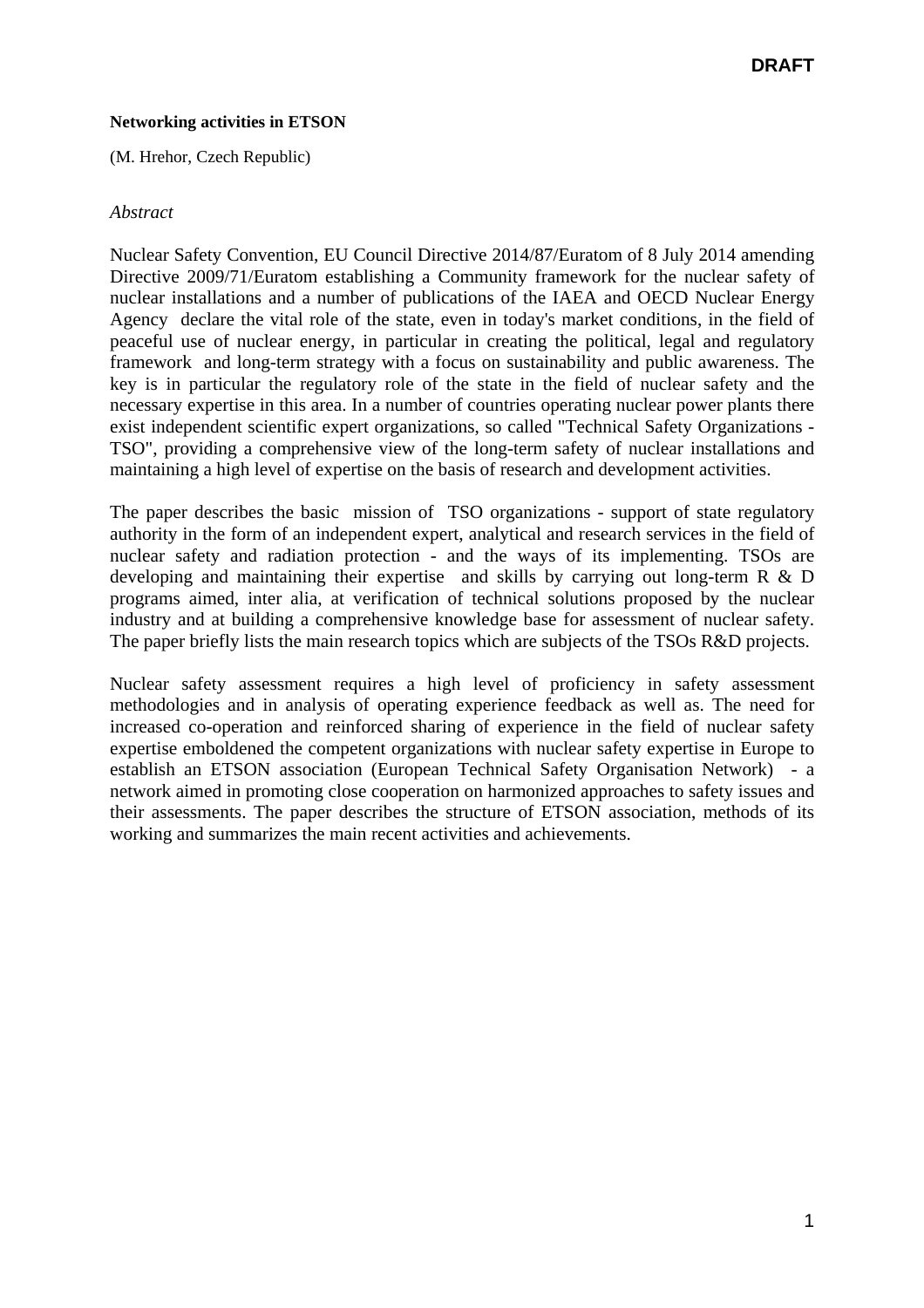DRAFT

**Networking activities in ETSON**

(M. Hrehor, Czech Republic)

*Abstract*

Nuclear Safety Convention, EU Council Directive 2014/87/Euratom of 8 July 2014 amending Directive 2009/71/Euratom establishing a Community framework for the nuclear safety of nuclear installations and a number of publications of the IAEA and OECD Nuclear Energy Agency declare the vital role of the state, even in today's market conditions, in the field of peaceful use of nuclear energy, in particular in creating the political, legal and regulatory framework and long-term strategy with a focus on sustainability and public awareness. The key is in particular the regulatory role of the state in the field of nuclear safety and the necessary expertise in this area. In a number of countries operating nuclear power plants there exist independent scientific expert organizations, so called "Technical Safety Organizations - TSO", providing a comprehensive view of the long-term safety of nuclear installations and maintaining a high level of expertise on the basis of research and development activities.

The paper describes the basic mission of TSO organizations - support of state regulatory authority in the form of an independent expert, analytical and research services in the field of nuclear safety and radiation protection - and the ways of its implementing. TSOs are developing and maintaining their expertise and skills by carrying out long-term R & D programs aimed, inter alia, at verification of technical solutions proposed by the nuclear industry and at building a comprehensive knowledge base for assessment of nuclear safety. The paper briefly lists the main research topics which are subjects of the TSOs R&D projects.

Nuclear safety assessment requires a high level of proficiency in safety assessment methodologies and in analysis of operating experience feedback as well as. The need for increased co-operation and reinforced sharing of experience in the field of nuclear safety expertise emboldened the competent organizations with nuclear safety expertise in Europe to establish an ETSON association (European Technical Safety Organisation Network) - a network aimed in promoting close cooperation on harmonized approaches to safety issues and their assessments. The paper describes the structure of ETSON association, methods of its working and summarizes the main recent activities and achievements.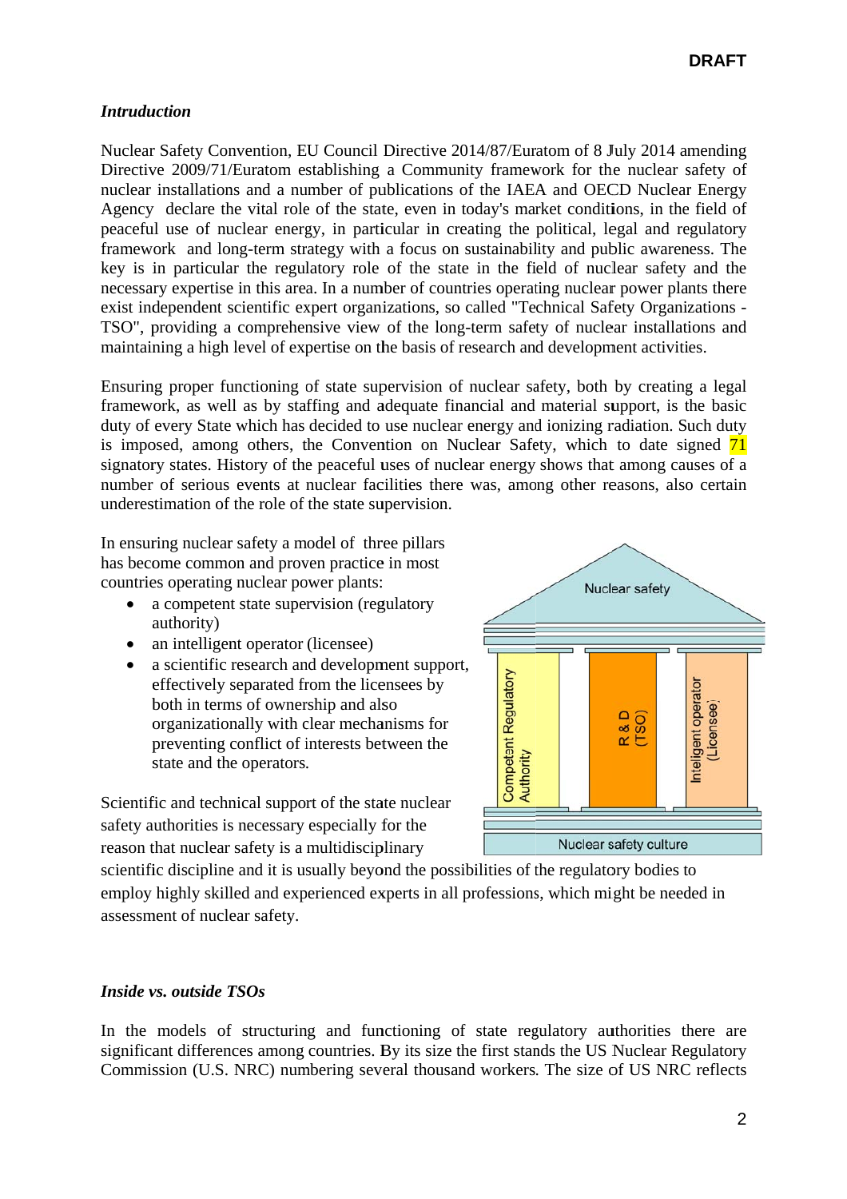*Intruduction*

Nuclear Safety Convention, EU Council Directive 2014/87/Euratom of 8 July 2014 amending Directive 2009/71/Euratom establishing a Community framework for the nuclear safety of nuclear installations and a number of publications of the IAEA and OECD Nuclear Energy Agency declare the vital role of the state, even in today's market conditions, in the field of peaceful use of nuclear energy, in particular in creating the political, legal and regulatory framework and long-term strategy with a focus on sustainability and public awareness. The key is in particular the regulatory role of the state in the field of nuclear safety and the necessary expertise in this area. In a number of countries operating nuclear power plants there exist independent scientific expert organizations, so called "Technical Safety Organizations - TSO", providing a comprehensive view of the long-term safety of nuclear installations and maintaining a high level of expertise on the basis of research and development activities.

Ensuring proper functioning of state supervision of nuclear safety, both by creating a legal framework, as well as by staffing and adequate financial and material support, is the basic duty of every State which has decided to use nuclear energy and ionizing radiation. Such duty is imposed, among others, the Convention on Nuclear Safety, which to date signed 71 signatory states. History of the peaceful uses of nuclear energy shows that among causes of a number of serious events at nuclear facilities there was, among other reasons, also certain underestimation of the role of the state supervision.

In ensuring nuclear safety a model of three pillars has become common and proven practice in most countries operating nuclear power plants:

- a competent state supervision (regulatory authority)
- an intelligent operator (licensee)
- a scientific research and development support, effectively separated from the licensees by both in terms of ownership and also organizationally with clear mechanisms for preventing conflict of interests between the state and the operators.

Nuclear safety

Competent Regulatory Authority | R & D (TSO) | Inteligent operator (Licensee)

Nuclear safety culture

Scientific and technical support of the state nuclear safety authorities is necessary especially for the reason that nuclear safety is a multidisciplinary scientific discipline and it is usually beyond the possibilities of the regulatory bodies to employ highly skilled and experienced experts in all professions, which might be needed in assessment of nuclear safety.

*Inside vs. outside TSOs*

In the models of structuring and functioning of state regulatory authorities there are significant differences among countries. By its size the first stands the US Nuclear Regulatory Commission (U.S. NRC) numbering several thousand workers. The size of US NRC reflects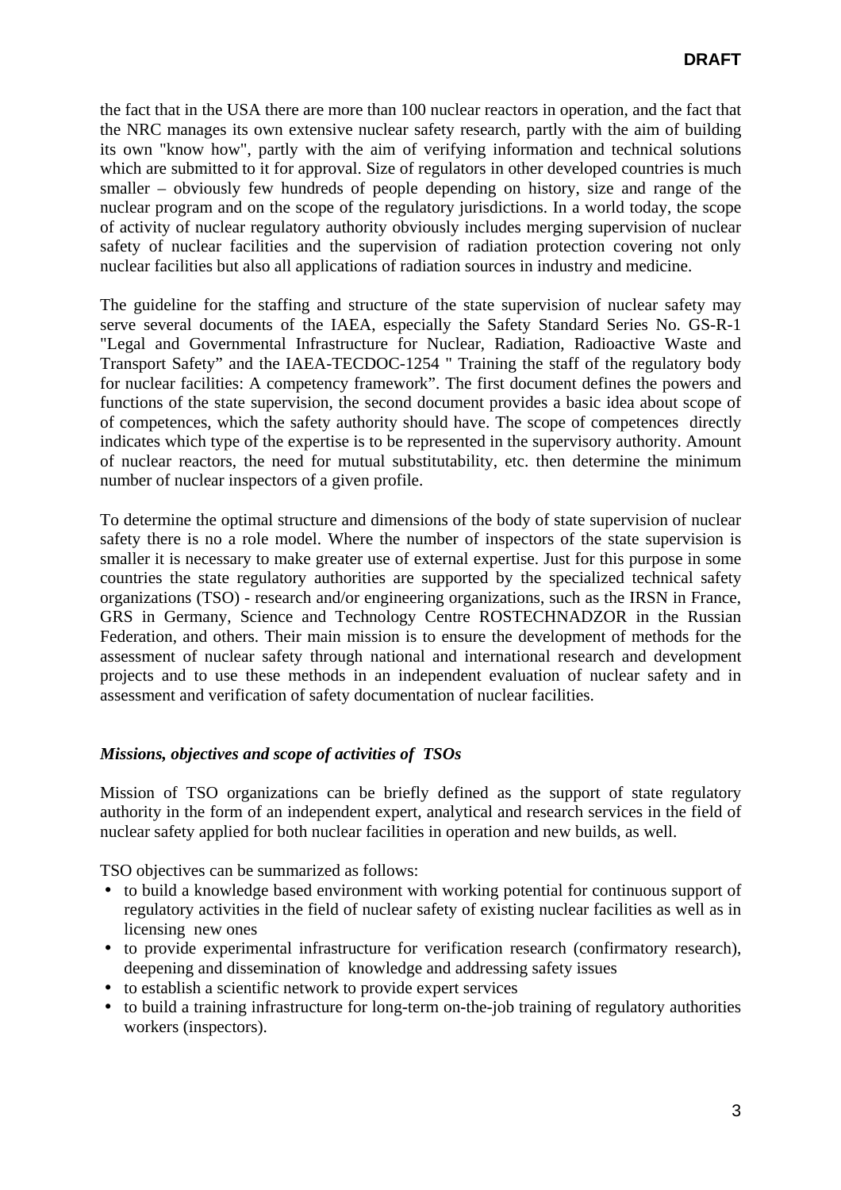the fact that in the USA there are more than 100 nuclear reactors in operation, and the fact that the NRC manages its own extensive nuclear safety research, partly with the aim of building its own "know how", partly with the aim of verifying information and technical solutions which are submitted to it for approval. Size of regulators in other developed countries is much smaller – obviously few hundreds of people depending on history, size and range of the nuclear program and on the scope of the regulatory jurisdictions. In a world today, the scope of activity of nuclear regulatory authority obviously includes merging supervision of nuclear safety of nuclear facilities and the supervision of radiation protection covering not only nuclear facilities but also all applications of radiation sources in industry and medicine.

The guideline for the staffing and structure of the state supervision of nuclear safety may serve several documents of the IAEA, especially the Safety Standard Series No. GS-R-1 "Legal and Governmental Infrastructure for Nuclear, Radiation, Radioactive Waste and Transport Safety" and the IAEA-TECDOC-1254 " Training the staff of the regulatory body for nuclear facilities: A competency framework". The first document defines the powers and functions of the state supervision, the second document provides a basic idea about scope of of competences, which the safety authority should have. The scope of competences directly indicates which type of the expertise is to be represented in the supervisory authority. Amount of nuclear reactors, the need for mutual substitutability, etc. then determine the minimum number of nuclear inspectors of a given profile.

To determine the optimal structure and dimensions of the body of state supervision of nuclear safety there is no a role model. Where the number of inspectors of the state supervision is smaller it is necessary to make greater use of external expertise. Just for this purpose in some countries the state regulatory authorities are supported by the specialized technical safety organizations (TSO) - research and/or engineering organizations, such as the IRSN in France, GRS in Germany, Science and Technology Centre ROSTECHNADZOR in the Russian Federation, and others. Their main mission is to ensure the development of methods for the assessment of nuclear safety through national and international research and development projects and to use these methods in an independent evaluation of nuclear safety and in assessment and verification of safety documentation of nuclear facilities.

### *Missions, objectives and scope of activities of TSOs*

Mission of TSO organizations can be briefly defined as the support of state regulatory authority in the form of an independent expert, analytical and research services in the field of nuclear safety applied for both nuclear facilities in operation and new builds, as well.

TSO objectives can be summarized as follows:

- to build a knowledge based environment with working potential for continuous support of regulatory activities in the field of nuclear safety of existing nuclear facilities as well as in licensing new ones
- to provide experimental infrastructure for verification research (confirmatory research), deepening and dissemination of knowledge and addressing safety issues
- to establish a scientific network to provide expert services
- to build a training infrastructure for long-term on-the-job training of regulatory authorities workers (inspectors).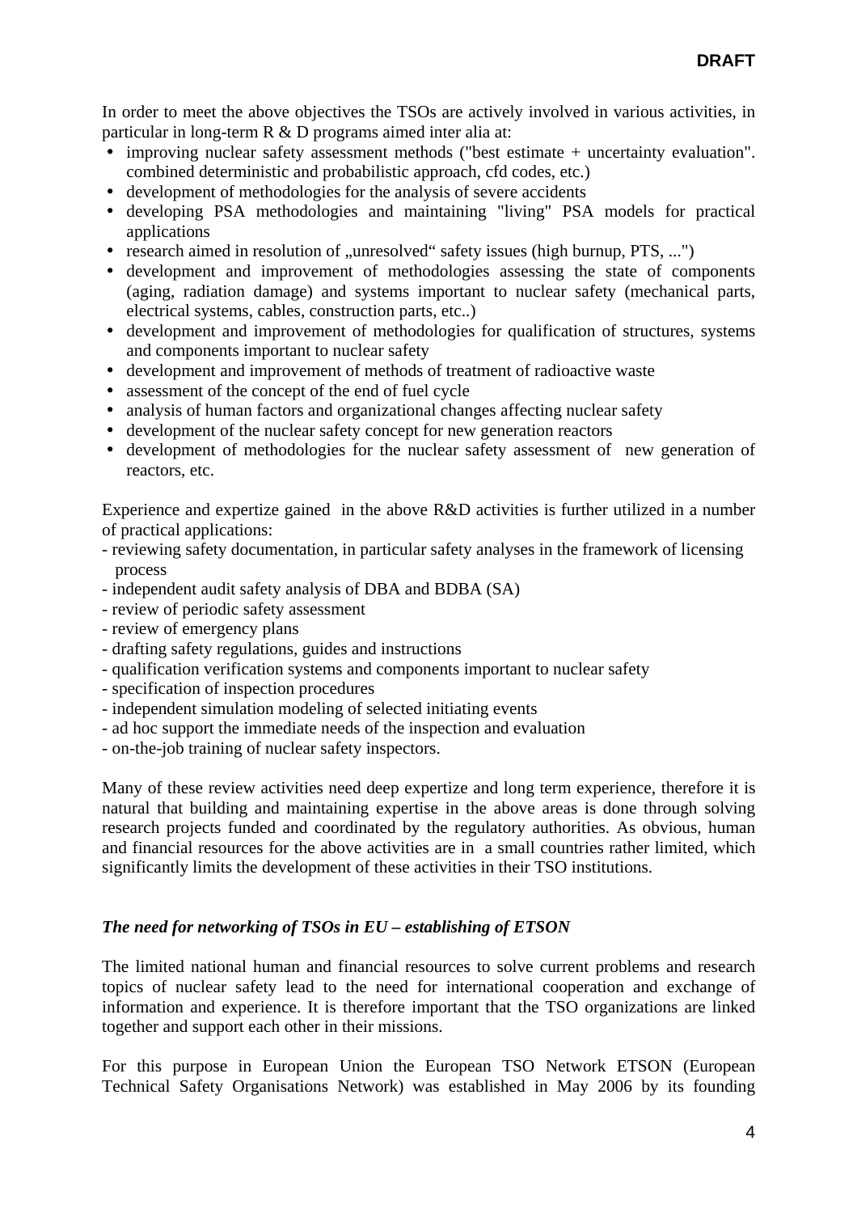In order to meet the above objectives the TSOs are actively involved in various activities, in particular in long-term R & D programs aimed inter alia at:

- improving nuclear safety assessment methods ("best estimate + uncertainty evaluation". combined deterministic and probabilistic approach, cfd codes, etc.)
- development of methodologies for the analysis of severe accidents
- developing PSA methodologies and maintaining "living" PSA models for practical applications
- research aimed in resolution of „unresolved" safety issues (high burnup, PTS, ...")
- development and improvement of methodologies assessing the state of components (aging, radiation damage) and systems important to nuclear safety (mechanical parts, electrical systems, cables, construction parts, etc..)
- development and improvement of methodologies for qualification of structures, systems and components important to nuclear safety
- development and improvement of methods of treatment of radioactive waste
- assessment of the concept of the end of fuel cycle
- analysis of human factors and organizational changes affecting nuclear safety
- development of the nuclear safety concept for new generation reactors
- development of methodologies for the nuclear safety assessment of new generation of reactors, etc.

Experience and expertize gained in the above R&D activities is further utilized in a number of practical applications:

- reviewing safety documentation, in particular safety analyses in the framework of licensing process
- independent audit safety analysis of DBA and BDBA (SA)
- review of periodic safety assessment
- review of emergency plans
- drafting safety regulations, guides and instructions
- qualification verification systems and components important to nuclear safety
- specification of inspection procedures
- independent simulation modeling of selected initiating events
- ad hoc support the immediate needs of the inspection and evaluation
- on-the-job training of nuclear safety inspectors.

Many of these review activities need deep expertize and long term experience, therefore it is natural that building and maintaining expertise in the above areas is done through solving research projects funded and coordinated by the regulatory authorities. As obvious, human and financial resources for the above activities are in a small countries rather limited, which significantly limits the development of these activities in their TSO institutions.

### *The need for networking of TSOs in EU – establishing of ETSON*

The limited national human and financial resources to solve current problems and research topics of nuclear safety lead to the need for international cooperation and exchange of information and experience. It is therefore important that the TSO organizations are linked together and support each other in their missions.

For this purpose in European Union the European TSO Network ETSON (European Technical Safety Organisations Network) was established in May 2006 by its founding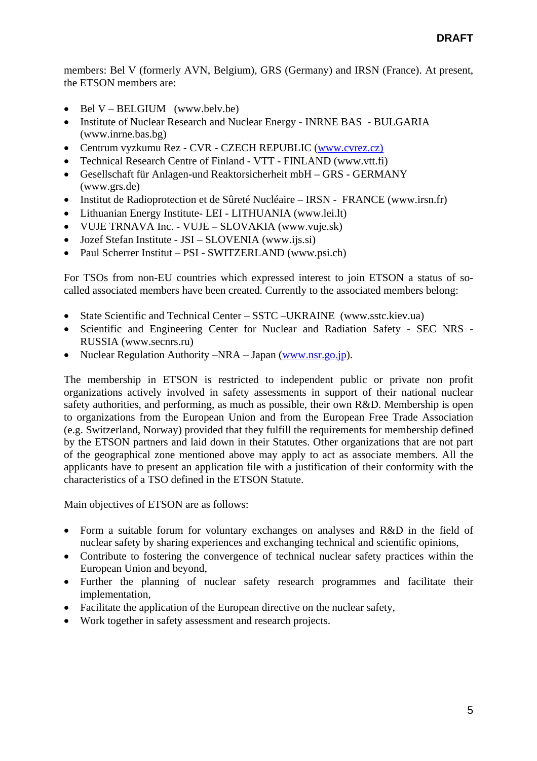members: Bel V (formerly AVN, Belgium), GRS (Germany) and IRSN (France). At present, the ETSON members are:

- Bel V – BELGIUM (www.belv.be)
- Institute of Nuclear Research and Nuclear Energy - INRNE BAS - BULGARIA (www.inrne.bas.bg)
- Centrum vyzkumu Rez - CVR - CZECH REPUBLIC (www.cvrez.cz)
- Technical Research Centre of Finland - VTT - FINLAND (www.vtt.fi)
- Gesellschaft für Anlagen-und Reaktorsicherheit mbH – GRS - GERMANY (www.grs.de)
- Institut de Radioprotection et de Sûreté Nucléaire – IRSN - FRANCE (www.irsn.fr)
- Lithuanian Energy Institute- LEI - LITHUANIA (www.lei.lt)
- VUJE TRNAVA Inc. - VUJE – SLOVAKIA (www.vuje.sk)
- Jozef Stefan Institute - JSI – SLOVENIA (www.ijs.si)
- Paul Scherrer Institut – PSI - SWITZERLAND (www.psi.ch)

For TSOs from non-EU countries which expressed interest to join ETSON a status of so-called associated members have been created. Currently to the associated members belong:

- State Scientific and Technical Center – SSTC –UKRAINE (www.sstc.kiev.ua)
- Scientific and Engineering Center for Nuclear and Radiation Safety - SEC NRS - RUSSIA (www.secnrs.ru)
- Nuclear Regulation Authority –NRA – Japan (www.nsr.go.jp).

The membership in ETSON is restricted to independent public or private non profit organizations actively involved in safety assessments in support of their national nuclear safety authorities, and performing, as much as possible, their own R&D. Membership is open to organizations from the European Union and from the European Free Trade Association (e.g. Switzerland, Norway) provided that they fulfill the requirements for membership defined by the ETSON partners and laid down in their Statutes. Other organizations that are not part of the geographical zone mentioned above may apply to act as associate members. All the applicants have to present an application file with a justification of their conformity with the characteristics of a TSO defined in the ETSON Statute.

Main objectives of ETSON are as follows:

- Form a suitable forum for voluntary exchanges on analyses and R&D in the field of nuclear safety by sharing experiences and exchanging technical and scientific opinions,
- Contribute to fostering the convergence of technical nuclear safety practices within the European Union and beyond,
- Further the planning of nuclear safety research programmes and facilitate their implementation,
- Facilitate the application of the European directive on the nuclear safety,
- Work together in safety assessment and research projects.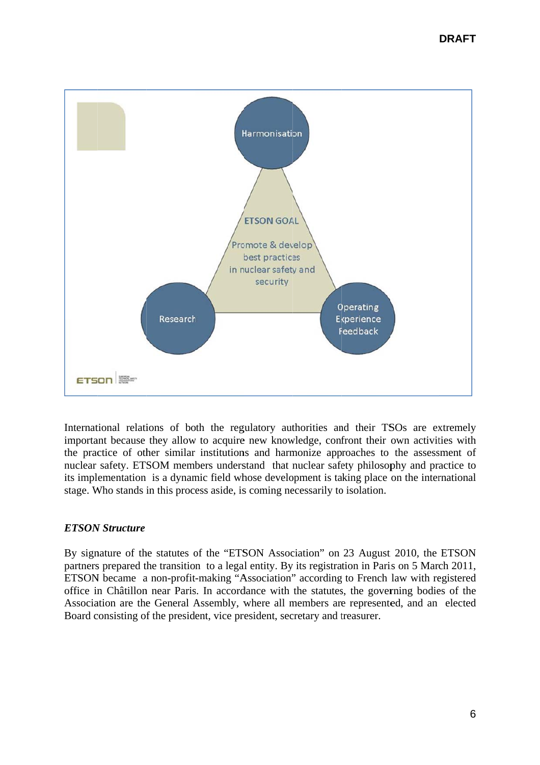Harmonisation

ETSON GOAL

Promote & develop best practices in nuclear safety and security

Research

Operating Experience Feedback

International relations of both the regulatory authorities and their TSOs are extremely important because they allow to acquire new knowledge, confront their own activities with the practice of other similar institutions and harmonize approaches to the assessment of nuclear safety. ETSOM members understand that nuclear safety philosophy and practice to its implementation is a dynamic field whose development is taking place on the international stage. Who stands in this process aside, is coming necessarily to isolation.

***ETSON Structure***

By signature of the statutes of the "ETSON Association" on 23 August 2010, the ETSON partners prepared the transition to a legal entity. By its registration in Paris on 5 March 2011, ETSON became a non-profit-making "Association" according to French law with registered office in Châtillon near Paris. In accordance with the statutes, the governing bodies of the Association are the General Assembly, where all members are represented, and an elected Board consisting of the president, vice president, secretary and treasurer.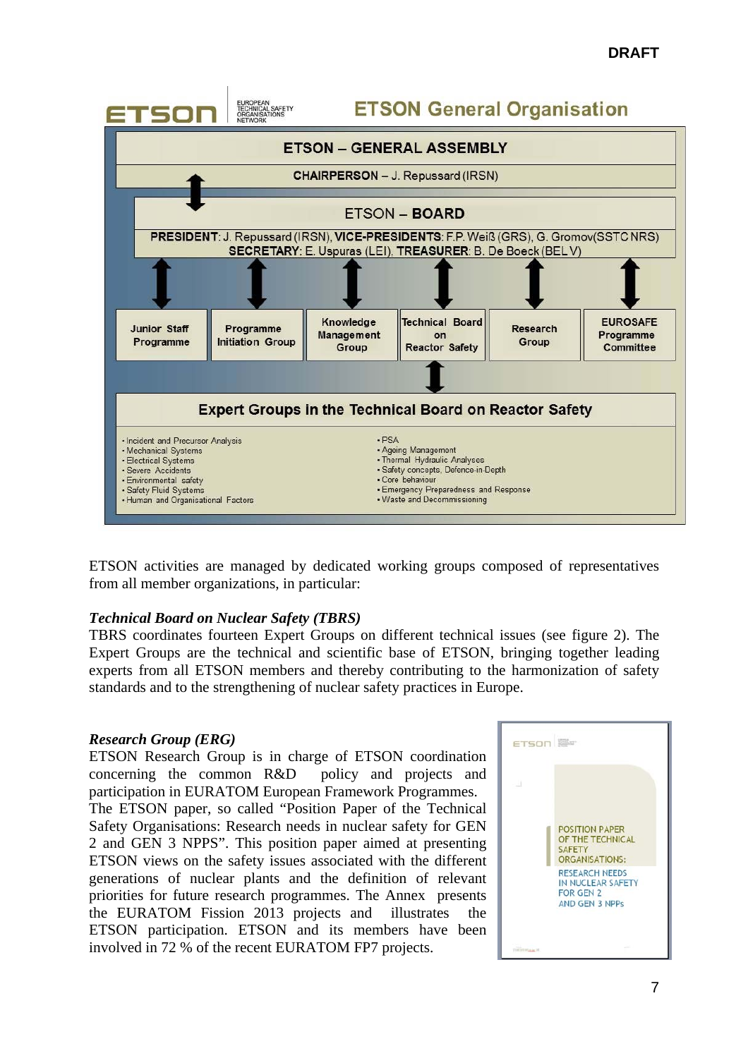DRAFT

**ETSON General Organisation**

ETSON – GENERAL ASSEMBLY

**CHAIRPERSON** – J. Repussard (IRSN)

ETSON – **BOARD**

**PRESIDENT**: J. Repussard (IRSN), **VICE-PRESIDENTS**: F.P. Weiß (GRS), G. Gromov (SSTC NRS)
**SECRETARY**: E. Uspuras (LEI), **TREASURER**: B. De Boeck (BEL V)

- Junior Staff Programme
- Programme Initiation Group
- Knowledge Management Group
- Technical Board on Reactor Safety
- Research Group
- EUROSAFE Programme Committee

**Expert Groups in the Technical Board on Reactor Safety**

- Incident and Precursor Analysis
- Mechanical Systems
- Electrical Systems
- Severe Accidents
- Environmental safety
- Safety Fluid Systems
- Human and Organisational Factors
- PSA
- Ageing Management
- Thermal Hydraulic Analyses
- Safety concepts, Defence-in-Depth
- Core behaviour
- Emergency Preparedness and Response
- Waste and Decommissioning

ETSON activities are managed by dedicated working groups composed of representatives from all member organizations, in particular:

***Technical Board on Nuclear Safety (TBRS)***

TBRS coordinates fourteen Expert Groups on different technical issues (see figure 2). The Expert Groups are the technical and scientific base of ETSON, bringing together leading experts from all ETSON members and thereby contributing to the harmonization of safety standards and to the strengthening of nuclear safety practices in Europe.

***Research Group (ERG)***

ETSON Research Group is in charge of ETSON coordination concerning the common R&D policy and projects and participation in EURATOM European Framework Programmes.
The ETSON paper, so called "Position Paper of the Technical Safety Organisations: Research needs in nuclear safety for GEN 2 and GEN 3 NPPS". This position paper aimed at presenting ETSON views on the safety issues associated with the different generations of nuclear plants and the definition of relevant priorities for future research programmes. The Annex presents the EURATOM Fission 2013 projects and illustrates the ETSON participation. ETSON and its members have been involved in 72 % of the recent EURATOM FP7 projects.

POSITION PAPER OF THE TECHNICAL SAFETY ORGANISATIONS: RESEARCH NEEDS IN NUCLEAR SAFETY FOR GEN 2 AND GEN 3 NPPs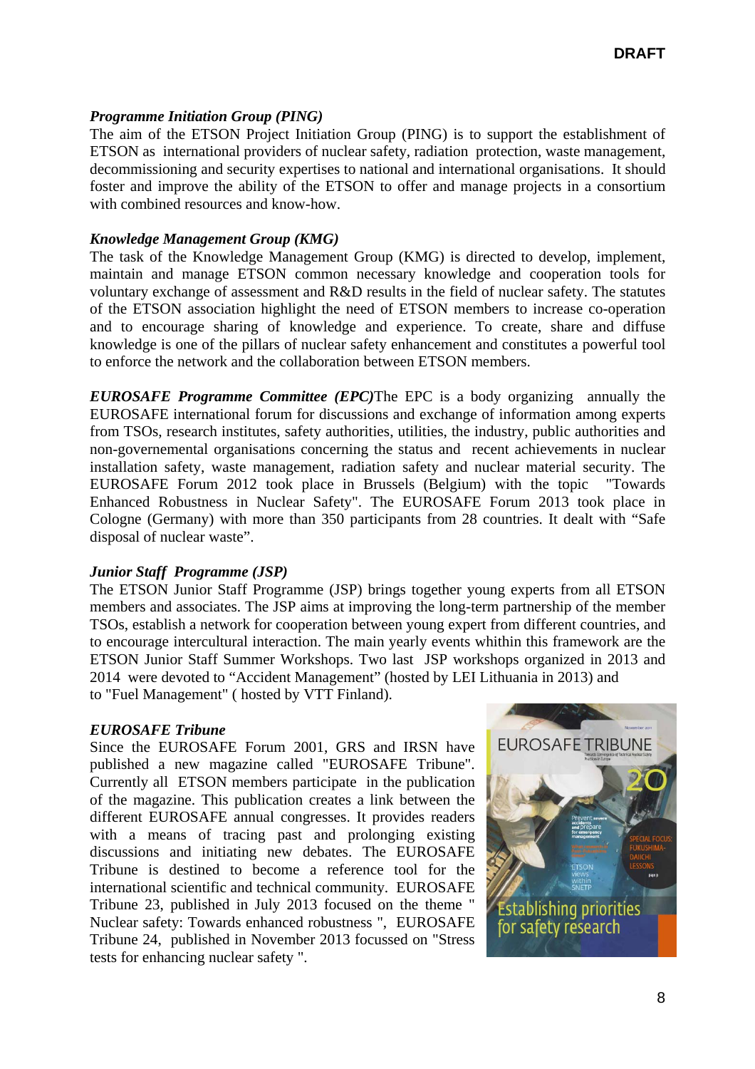### *Programme Initiation Group (PING)*

The aim of the ETSON Project Initiation Group (PING) is to support the establishment of ETSON as international providers of nuclear safety, radiation protection, waste management, decommissioning and security expertises to national and international organisations. It should foster and improve the ability of the ETSON to offer and manage projects in a consortium with combined resources and know-how.

### *Knowledge Management Group (KMG)*

The task of the Knowledge Management Group (KMG) is directed to develop, implement, maintain and manage ETSON common necessary knowledge and cooperation tools for voluntary exchange of assessment and R&D results in the field of nuclear safety. The statutes of the ETSON association highlight the need of ETSON members to increase co-operation and to encourage sharing of knowledge and experience. To create, share and diffuse knowledge is one of the pillars of nuclear safety enhancement and constitutes a powerful tool to enforce the network and the collaboration between ETSON members.

***EUROSAFE Programme Committee (EPC)*** The EPC is a body organizing annually the EUROSAFE international forum for discussions and exchange of information among experts from TSOs, research institutes, safety authorities, utilities, the industry, public authorities and non-governemental organisations concerning the status and recent achievements in nuclear installation safety, waste management, radiation safety and nuclear material security. The EUROSAFE Forum 2012 took place in Brussels (Belgium) with the topic "Towards Enhanced Robustness in Nuclear Safety". The EUROSAFE Forum 2013 took place in Cologne (Germany) with more than 350 participants from 28 countries. It dealt with “Safe disposal of nuclear waste”.

### *Junior Staff Programme (JSP)*

The ETSON Junior Staff Programme (JSP) brings together young experts from all ETSON members and associates. The JSP aims at improving the long-term partnership of the member TSOs, establish a network for cooperation between young expert from different countries, and to encourage intercultural interaction. The main yearly events whithin this framework are the ETSON Junior Staff Summer Workshops. Two last JSP workshops organized in 2013 and 2014 were devoted to “Accident Management” (hosted by LEI Lithuania in 2013) and to "Fuel Management" ( hosted by VTT Finland).

### *EUROSAFE Tribune*

Since the EUROSAFE Forum 2001, GRS and IRSN have published a new magazine called "EUROSAFE Tribune". Currently all ETSON members participate in the publication of the magazine. This publication creates a link between the different EUROSAFE annual congresses. It provides readers with a means of tracing past and prolonging existing discussions and initiating new debates. The EUROSAFE Tribune is destined to become a reference tool for the international scientific and technical community. EUROSAFE Tribune 23, published in July 2013 focused on the theme " Nuclear safety: Towards enhanced robustness ", EUROSAFE Tribune 24, published in November 2013 focussed on "Stress tests for enhancing nuclear safety ".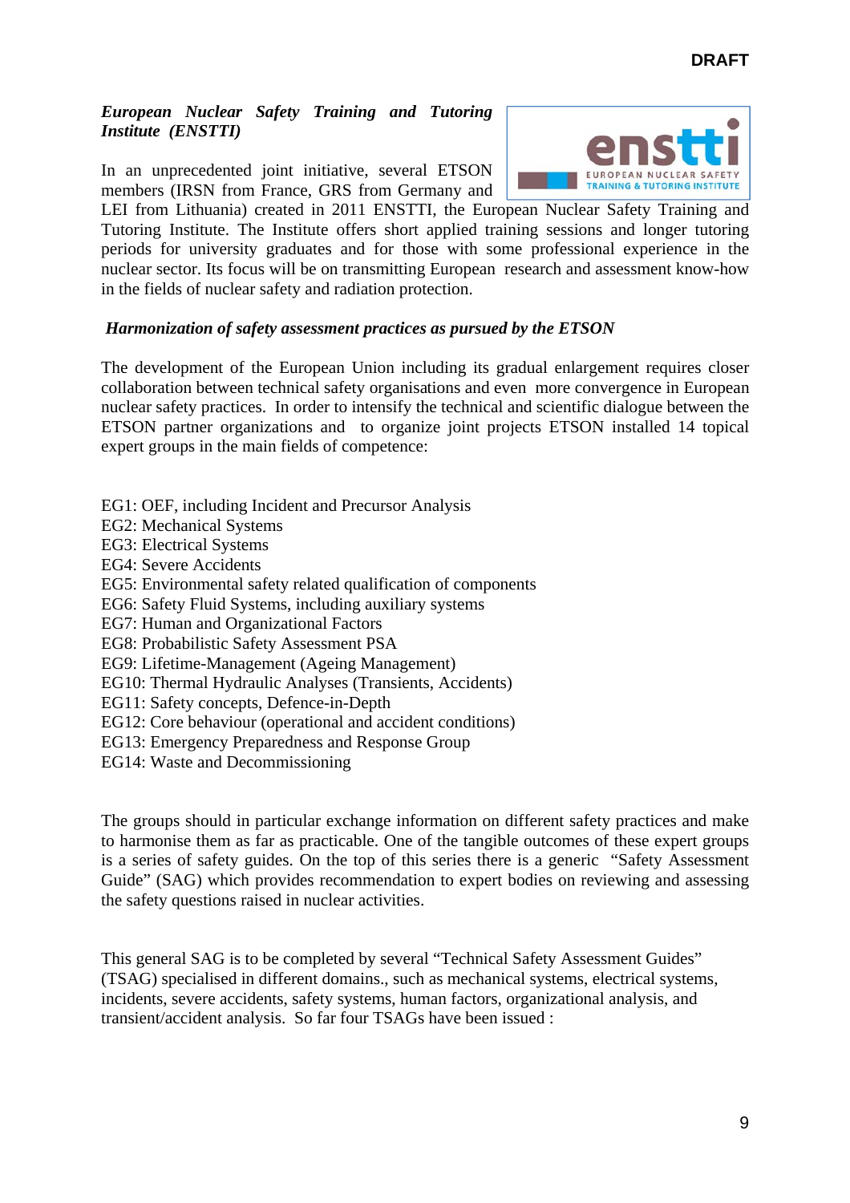***European Nuclear Safety Training and Tutoring Institute (ENSTTI)***

In an unprecedented joint initiative, several ETSON members (IRSN from France, GRS from Germany and LEI from Lithuania) created in 2011 ENSTTI, the European Nuclear Safety Training and Tutoring Institute. The Institute offers short applied training sessions and longer tutoring periods for university graduates and for those with some professional experience in the nuclear sector. Its focus will be on transmitting European research and assessment know-how in the fields of nuclear safety and radiation protection.

***Harmonization of safety assessment practices as pursued by the ETSON***

The development of the European Union including its gradual enlargement requires closer collaboration between technical safety organisations and even more convergence in European nuclear safety practices. In order to intensify the technical and scientific dialogue between the ETSON partner organizations and to organize joint projects ETSON installed 14 topical expert groups in the main fields of competence:

EG1: OEF, including Incident and Precursor Analysis
EG2: Mechanical Systems
EG3: Electrical Systems
EG4: Severe Accidents
EG5: Environmental safety related qualification of components
EG6: Safety Fluid Systems, including auxiliary systems
EG7: Human and Organizational Factors
EG8: Probabilistic Safety Assessment PSA
EG9: Lifetime-Management (Ageing Management)
EG10: Thermal Hydraulic Analyses (Transients, Accidents)
EG11: Safety concepts, Defence-in-Depth
EG12: Core behaviour (operational and accident conditions)
EG13: Emergency Preparedness and Response Group
EG14: Waste and Decommissioning

The groups should in particular exchange information on different safety practices and make to harmonise them as far as practicable. One of the tangible outcomes of these expert groups is a series of safety guides. On the top of this series there is a generic "Safety Assessment Guide" (SAG) which provides recommendation to expert bodies on reviewing and assessing the safety questions raised in nuclear activities.

This general SAG is to be completed by several "Technical Safety Assessment Guides" (TSAG) specialised in different domains., such as mechanical systems, electrical systems, incidents, severe accidents, safety systems, human factors, organizational analysis, and transient/accident analysis. So far four TSAGs have been issued :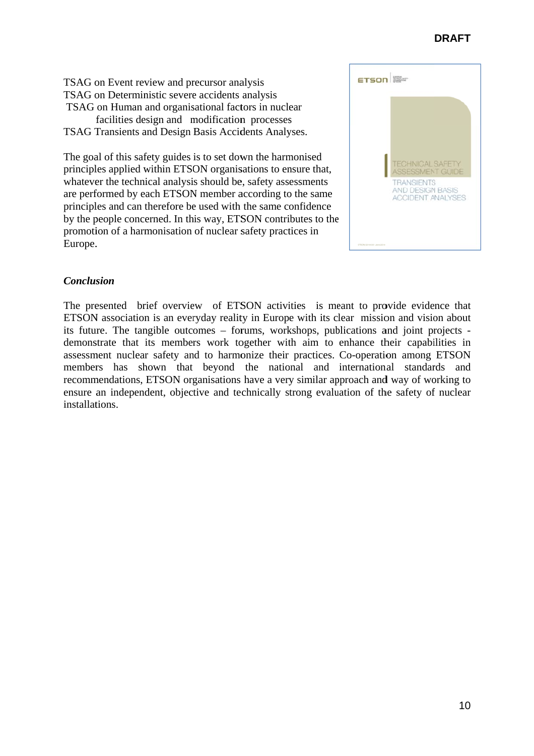TSAG on Event review and precursor analysis
TSAG on Deterministic severe accidents analysis
TSAG on Human and organisational factors in nuclear facilities design and modification processes
TSAG Transients and Design Basis Accidents Analyses.

The goal of this safety guides is to set down the harmonised principles applied within ETSON organisations to ensure that, whatever the technical analysis should be, safety assessments are performed by each ETSON member according to the same principles and can therefore be used with the same confidence by the people concerned. In this way, ETSON contributes to the promotion of a harmonisation of nuclear safety practices in Europe.

***Conclusion***

The presented brief overview of ETSON activities is meant to provide evidence that ETSON association is an everyday reality in Europe with its clear mission and vision about its future. The tangible outcomes – forums, workshops, publications and joint projects - demonstrate that its members work together with aim to enhance their capabilities in assessment nuclear safety and to harmonize their practices. Co-operation among ETSON members has shown that beyond the national and international standards and recommendations, ETSON organisations have a very similar approach and way of working to ensure an independent, objective and technically strong evaluation of the safety of nuclear installations.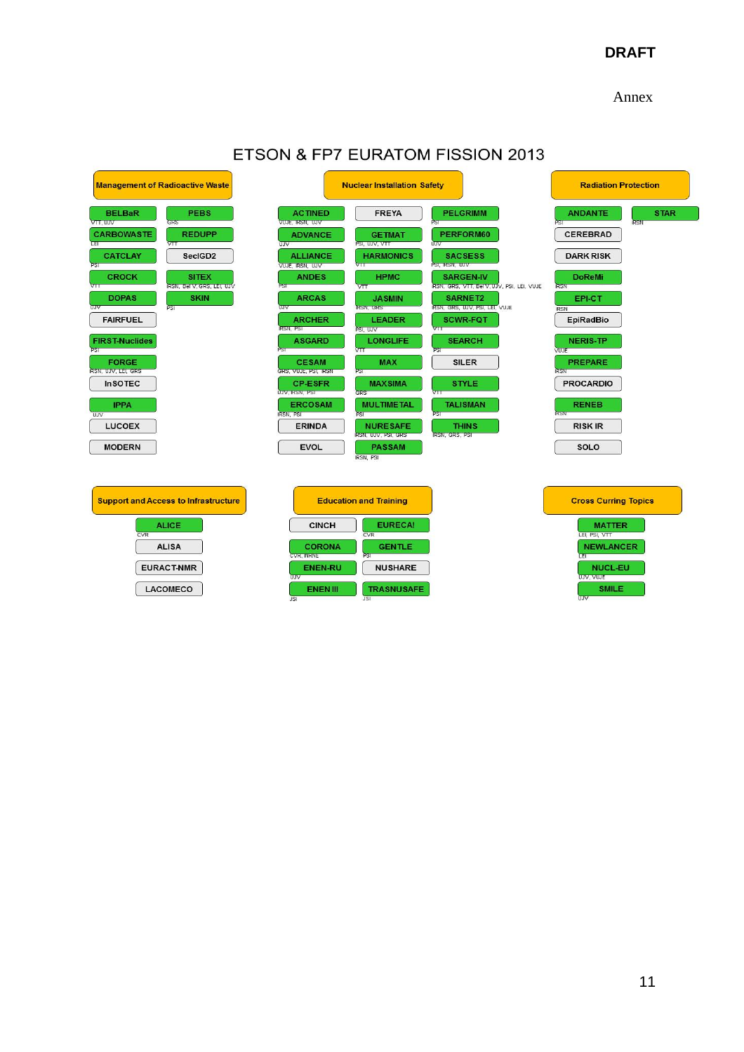DRAFT

Annex

# ETSON & FP7 EURATOM FISSION 2013

## Management of Radioactive Waste

- BELBaR (VTT, UJV)
- PEBS (GRS)
- CARBOWASTE (LEI)
- REDUPP (VTT)
- CATCLAY (PSI)
- SecIGD2
- CROCK (VTT)
- SITEX (IRSN, Bel V, GRS, LEI, UJV)
- DOPAS (UJV)
- SKIN (PSI)
- FAIRFUEL
- FIRST-Nuclides (PSI)
- FORGE (IRSN, UJV, LEI, GRS)
- InSOTEC
- IPPA (UJV)
- LUCOEX
- MODERN

## Nuclear Installation Safety

- ACTINED (VUJE, IRSN, UJV)
- FREYA
- PELGRIMM (PSI)
- ADVANCE (UJV)
- GETMAT (PSI, UJV, VTT)
- PERFORM60 (UJV)
- ALLIANCE (VUJE, IRSN, UJV)
- HARMONICS (VTT)
- SACSESS (PSI, IRSN, UJV)
- ANDES (PSI)
- HPMC (VTT)
- SARGEN-IV (IRSN, GRS, VTT, Bel V, UJV, PSI, LEI, VUJE)
- ARCAS (UJV)
- JASMIN (IRSN, GRS)
- SARNET2 (IRSN, GRS, UJV, PSI, LEI, VUJE)
- ARCHER (IRSN, PSI)
- LEADER (PSI, UJV)
- SCWR-FQT (VTT)
- ASGARD (PSI)
- LONGLIFE (VTT)
- SEARCH (PSI)
- CESAM (GRS, VUJE, PSI, IRSN)
- MAX (PSI)
- SILER
- CP-ESFR (UJV, IRSN, PSI)
- MAXSIMA (GRS)
- STYLE (VTT)
- ERCOSAM (IRSN, PSI)
- MULTIMETAL (PSI)
- TALISMAN (PSI)
- ERINDA
- NURESAFE (IRSN, UJV, PSI, GRS)
- THINS (IRSN, GRS, PSI)
- EVOL
- PASSAM (IRSN, PSI)

## Radiation Protection

- ANDANTE (PSI)
- STAR (IRSN)
- CEREBRAD
- DARK RISK
- DoReMi (IRSN)
- EPI-CT (IRSN)
- EpiRadBio
- NERIS-TP (VUJE)
- PREPARE (IRSN)
- PROCARDIO
- RENEB (IRSN)
- RISK IR
- SOLO

## Support and Access to Infrastructure

- ALICE (CVR)
- ALISA
- EURACT-NMR
- LACOMECO

## Education and Training

- CINCH
- EURECA! (CVR)
- CORONA (CVR, WANE)
- GENTLE (PSI)
- ENEN-RU (UJV)
- NUSHARE
- ENEN III (JSI)
- TRASNUSAFE (JSI)

## Cross Curring Topics

- MATTER (LEI, PSI, VTT)
- NEWLANCER (LEI)
- NUCL-EU (UJV, VUJE)
- SMILE (UJV)